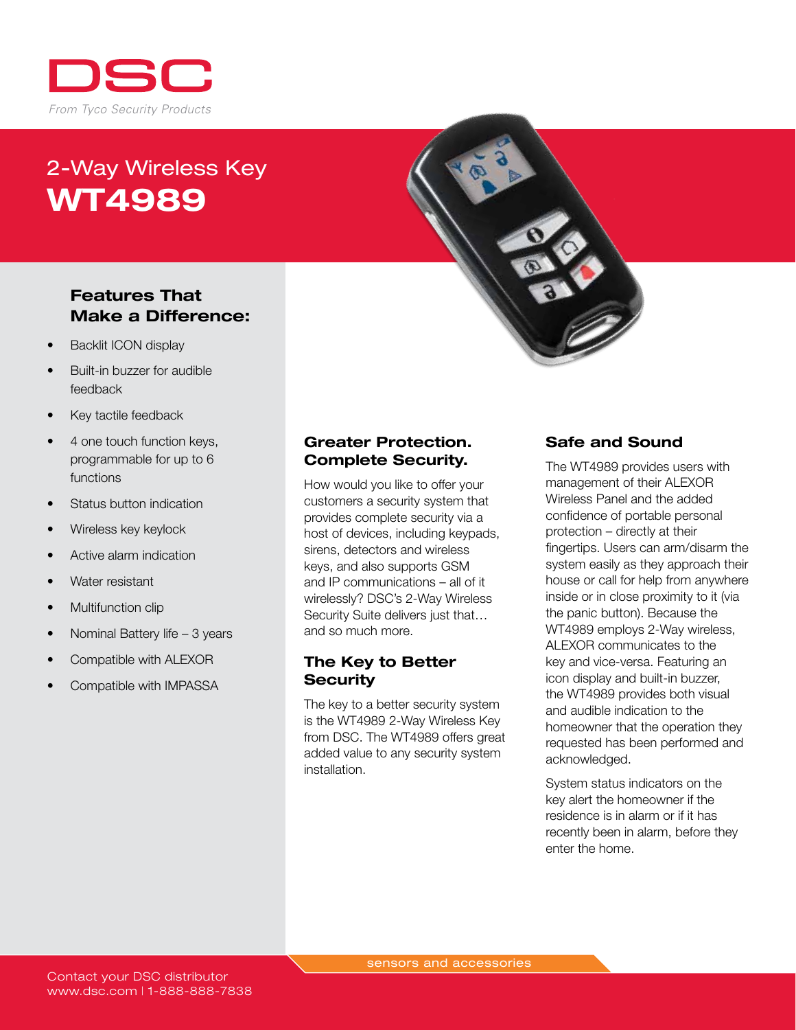DSC

*From Tyco Security Products*

# 2-Way Wireless Key
# WT4989

## Features That Make a Difference:

- Backlit ICON display
- Built-in buzzer for audible feedback
- Key tactile feedback
- 4 one touch function keys, programmable for up to 6 functions
- Status button indication
- Wireless key keylock
- Active alarm indication
- Water resistant
- Multifunction clip
- Nominal Battery life – 3 years
- Compatible with ALEXOR
- Compatible with IMPASSA

## Greater Protection. Complete Security.

How would you like to offer your customers a security system that provides complete security via a host of devices, including keypads, sirens, detectors and wireless keys, and also supports GSM and IP communications – all of it wirelessly? DSC's 2-Way Wireless Security Suite delivers just that… and so much more.

## The Key to Better Security

The key to a better security system is the WT4989 2-Way Wireless Key from DSC. The WT4989 offers great added value to any security system installation.

## Safe and Sound

The WT4989 provides users with management of their ALEXOR Wireless Panel and the added confidence of portable personal protection – directly at their fingertips. Users can arm/disarm the system easily as they approach their house or call for help from anywhere inside or in close proximity to it (via the panic button). Because the WT4989 employs 2-Way wireless, ALEXOR communicates to the key and vice-versa. Featuring an icon display and built-in buzzer, the WT4989 provides both visual and audible indication to the homeowner that the operation they requested has been performed and acknowledged.

System status indicators on the key alert the homeowner if the residence is in alarm or if it has recently been in alarm, before they enter the home.

sensors and accessories

Contact your DSC distributor
www.dsc.com | 1-888-888-7838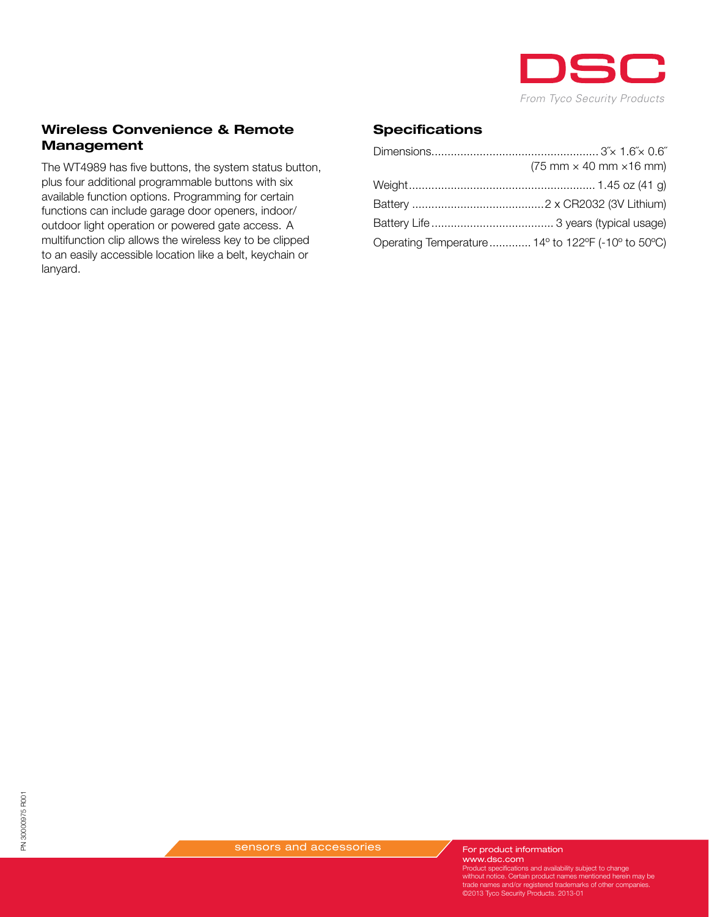DSC

*From Tyco Security Products*

## Wireless Convenience & Remote Management

The WT4989 has five buttons, the system status button, plus four additional programmable buttons with six available function options. Programming for certain functions can include garage door openers, indoor/outdoor light operation or powered gate access. A multifunction clip allows the wireless key to be clipped to an easily accessible location like a belt, keychain or lanyard.

## Specifications

| | |
|---|---|
| Dimensions | 3″× 1.6″× 0.6″ (75 mm × 40 mm ×16 mm) |
| Weight | 1.45 oz (41 g) |
| Battery | 2 x CR2032 (3V Lithium) |
| Battery Life | 3 years (typical usage) |
| Operating Temperature | 14º to 122ºF (-10º to 50ºC) |

PN 30000975 R001

sensors and accessories

For product information
www.dsc.com
Product specifications and availability subject to change without notice. Certain product names mentioned herein may be trade names and/or registered trademarks of other companies.
©2013 Tyco Security Products. 2013-01